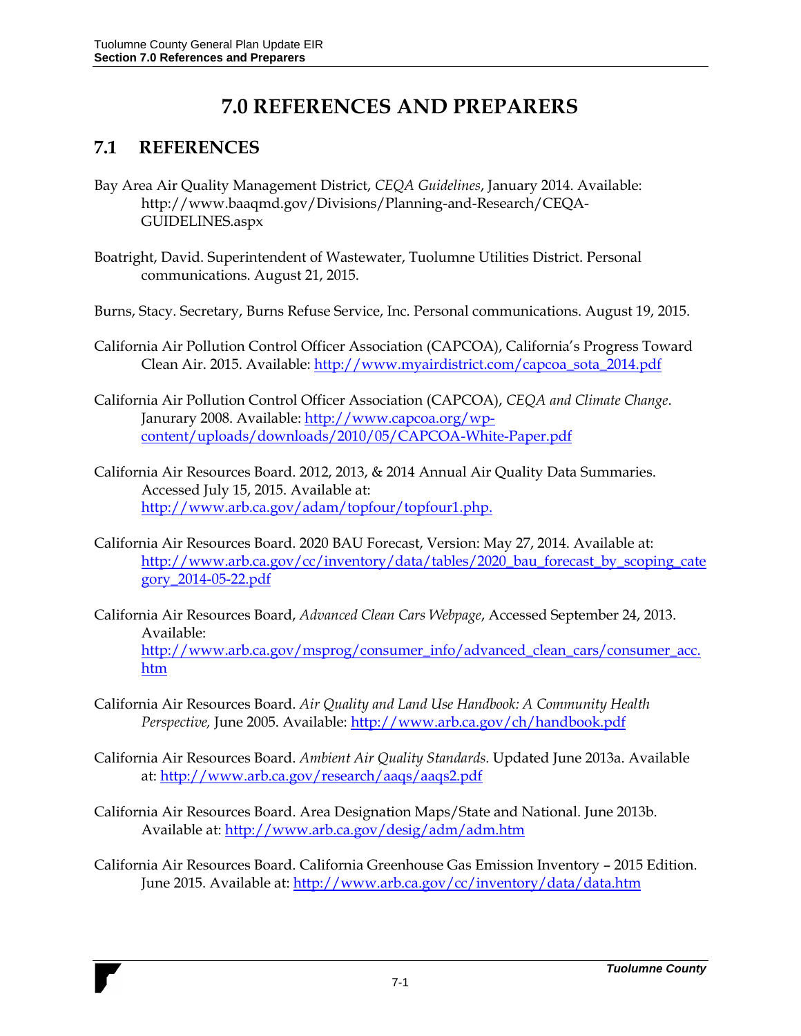# 7.0 REFERENCES AND PREPARERS

## 7.1 REFERENCES

Bay Area Air Quality Management District, *CEQA Guidelines*, January 2014. Available: http://www.baaqmd.gov/Divisions/Planning-and-Research/CEQA-GUIDELINES.aspx

Boatright, David. Superintendent of Wastewater, Tuolumne Utilities District. Personal communications. August 21, 2015.

Burns, Stacy. Secretary, Burns Refuse Service, Inc. Personal communications. August 19, 2015.

California Air Pollution Control Officer Association (CAPCOA), California's Progress Toward Clean Air. 2015. Available: http://www.myairdistrict.com/capcoa_sota_2014.pdf

California Air Pollution Control Officer Association (CAPCOA), *CEQA and Climate Change*. Janurary 2008. Available: http://www.capcoa.org/wp-content/uploads/downloads/2010/05/CAPCOA-White-Paper.pdf

California Air Resources Board. 2012, 2013, & 2014 Annual Air Quality Data Summaries. Accessed July 15, 2015. Available at: http://www.arb.ca.gov/adam/topfour/topfour1.php.

California Air Resources Board. 2020 BAU Forecast, Version: May 27, 2014. Available at: http://www.arb.ca.gov/cc/inventory/data/tables/2020_bau_forecast_by_scoping_category_2014-05-22.pdf

California Air Resources Board, *Advanced Clean Cars Webpage*, Accessed September 24, 2013. Available: http://www.arb.ca.gov/msprog/consumer_info/advanced_clean_cars/consumer_acc.htm

California Air Resources Board. *Air Quality and Land Use Handbook: A Community Health Perspective,* June 2005. Available: http://www.arb.ca.gov/ch/handbook.pdf

California Air Resources Board. *Ambient Air Quality Standards.* Updated June 2013a. Available at: http://www.arb.ca.gov/research/aaqs/aaqs2.pdf

California Air Resources Board. Area Designation Maps/State and National. June 2013b. Available at: http://www.arb.ca.gov/desig/adm/adm.htm

California Air Resources Board. California Greenhouse Gas Emission Inventory – 2015 Edition. June 2015. Available at: http://www.arb.ca.gov/cc/inventory/data/data.htm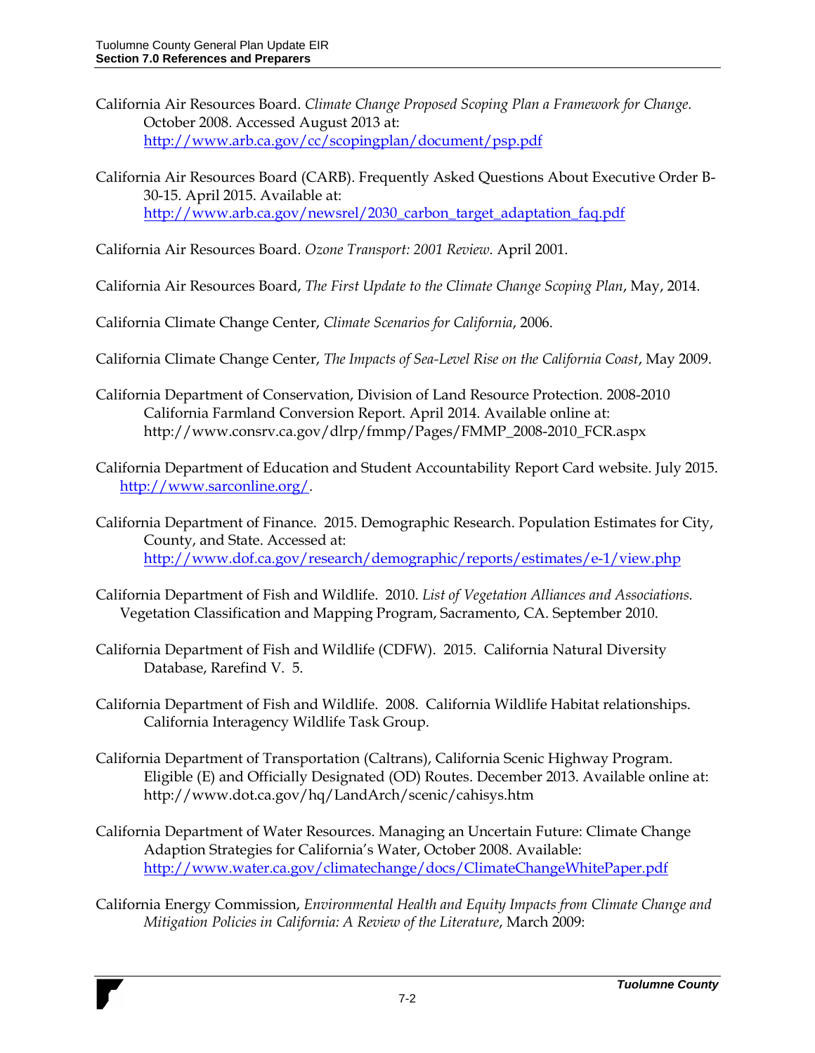California Air Resources Board. *Climate Change Proposed Scoping Plan a Framework for Change.* October 2008. Accessed August 2013 at: http://www.arb.ca.gov/cc/scopingplan/document/psp.pdf

California Air Resources Board (CARB). Frequently Asked Questions About Executive Order B-30-15. April 2015. Available at: http://www.arb.ca.gov/newsrel/2030_carbon_target_adaptation_faq.pdf

California Air Resources Board. *Ozone Transport: 2001 Review.* April 2001.

California Air Resources Board, *The First Update to the Climate Change Scoping Plan*, May, 2014.

California Climate Change Center, *Climate Scenarios for California*, 2006.

California Climate Change Center, *The Impacts of Sea-Level Rise on the California Coast*, May 2009.

California Department of Conservation, Division of Land Resource Protection. 2008-2010 California Farmland Conversion Report. April 2014. Available online at: http://www.consrv.ca.gov/dlrp/fmmp/Pages/FMMP_2008-2010_FCR.aspx

California Department of Education and Student Accountability Report Card website. July 2015. http://www.sarconline.org/.

California Department of Finance. 2015. Demographic Research. Population Estimates for City, County, and State. Accessed at: http://www.dof.ca.gov/research/demographic/reports/estimates/e-1/view.php

California Department of Fish and Wildlife. 2010. *List of Vegetation Alliances and Associations.* Vegetation Classification and Mapping Program, Sacramento, CA. September 2010.

California Department of Fish and Wildlife (CDFW). 2015. California Natural Diversity Database, Rarefind V. 5.

California Department of Fish and Wildlife. 2008. California Wildlife Habitat relationships. California Interagency Wildlife Task Group.

California Department of Transportation (Caltrans), California Scenic Highway Program. Eligible (E) and Officially Designated (OD) Routes. December 2013. Available online at: http://www.dot.ca.gov/hq/LandArch/scenic/cahisys.htm

California Department of Water Resources. Managing an Uncertain Future: Climate Change Adaption Strategies for California's Water, October 2008. Available: http://www.water.ca.gov/climatechange/docs/ClimateChangeWhitePaper.pdf

California Energy Commission, *Environmental Health and Equity Impacts from Climate Change and Mitigation Policies in California: A Review of the Literature*, March 2009: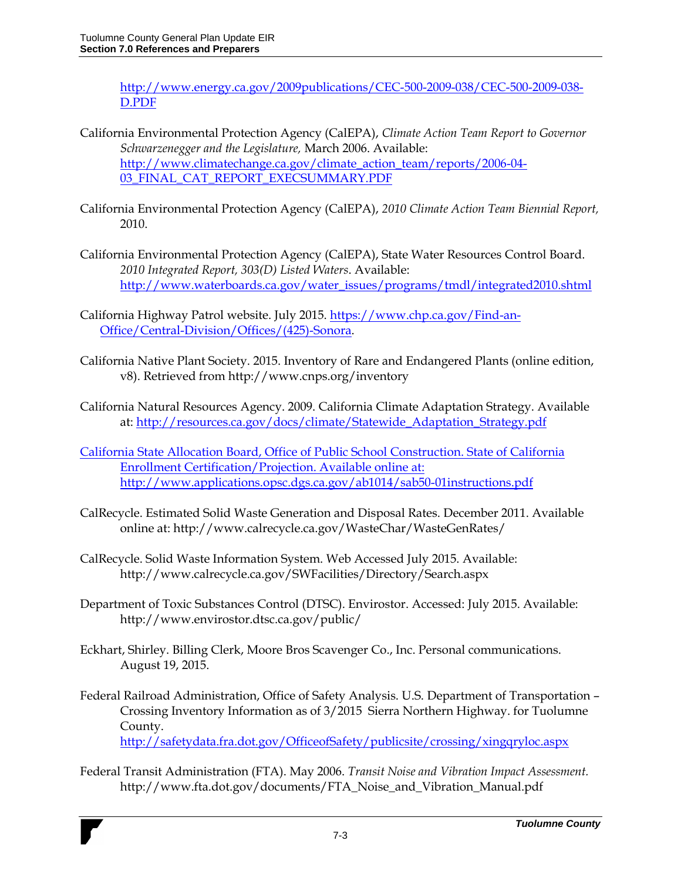http://www.energy.ca.gov/2009publications/CEC-500-2009-038/CEC-500-2009-038-D.PDF

California Environmental Protection Agency (CalEPA), *Climate Action Team Report to Governor Schwarzenegger and the Legislature,* March 2006. Available: http://www.climatechange.ca.gov/climate_action_team/reports/2006-04-03_FINAL_CAT_REPORT_EXECSUMMARY.PDF

California Environmental Protection Agency (CalEPA), *2010 Climate Action Team Biennial Report,* 2010.

California Environmental Protection Agency (CalEPA), State Water Resources Control Board. *2010 Integrated Report, 303(D) Listed Waters*. Available: http://www.waterboards.ca.gov/water_issues/programs/tmdl/integrated2010.shtml

California Highway Patrol website. July 2015. https://www.chp.ca.gov/Find-an-Office/Central-Division/Offices/(425)-Sonora.

California Native Plant Society. 2015. Inventory of Rare and Endangered Plants (online edition, v8). Retrieved from http://www.cnps.org/inventory

California Natural Resources Agency. 2009. California Climate Adaptation Strategy. Available at: http://resources.ca.gov/docs/climate/Statewide_Adaptation_Strategy.pdf

California State Allocation Board, Office of Public School Construction. State of California Enrollment Certification/Projection. Available online at: http://www.applications.opsc.dgs.ca.gov/ab1014/sab50-01instructions.pdf

CalRecycle. Estimated Solid Waste Generation and Disposal Rates. December 2011. Available online at: http://www.calrecycle.ca.gov/WasteChar/WasteGenRates/

CalRecycle. Solid Waste Information System. Web Accessed July 2015. Available: http://www.calrecycle.ca.gov/SWFacilities/Directory/Search.aspx

Department of Toxic Substances Control (DTSC). Envirostor. Accessed: July 2015. Available: http://www.envirostor.dtsc.ca.gov/public/

Eckhart, Shirley. Billing Clerk, Moore Bros Scavenger Co., Inc. Personal communications. August 19, 2015.

Federal Railroad Administration, Office of Safety Analysis. U.S. Department of Transportation – Crossing Inventory Information as of 3/2015 Sierra Northern Highway. for Tuolumne County. http://safetydata.fra.dot.gov/OfficeofSafety/publicsite/crossing/xingqryloc.aspx

Federal Transit Administration (FTA). May 2006. *Transit Noise and Vibration Impact Assessment.* http://www.fta.dot.gov/documents/FTA_Noise_and_Vibration_Manual.pdf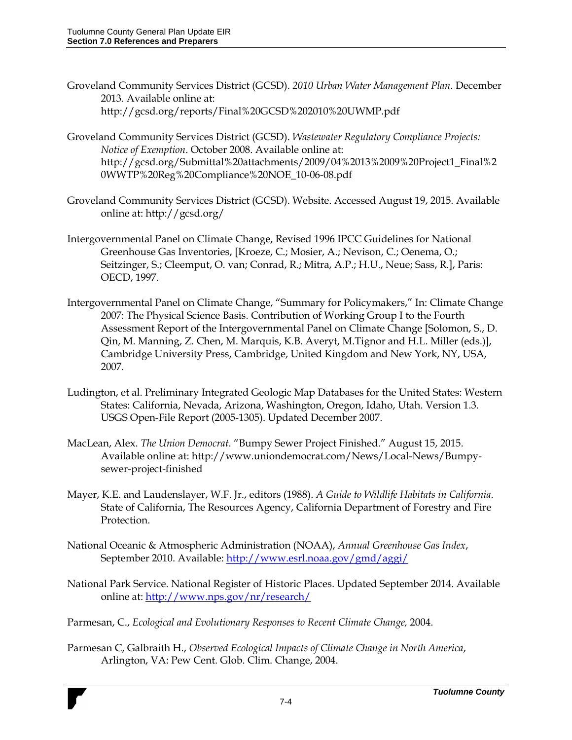Groveland Community Services District (GCSD). *2010 Urban Water Management Plan*. December 2013. Available online at: http://gcsd.org/reports/Final%20GCSD%202010%20UWMP.pdf

Groveland Community Services District (GCSD). *Wastewater Regulatory Compliance Projects: Notice of Exemption*. October 2008. Available online at: http://gcsd.org/Submittal%20attachments/2009/04%2013%2009%20Project1_Final%20WWTP%20Reg%20Compliance%20NOE_10-06-08.pdf

Groveland Community Services District (GCSD). Website. Accessed August 19, 2015. Available online at: http://gcsd.org/

Intergovernmental Panel on Climate Change, Revised 1996 IPCC Guidelines for National Greenhouse Gas Inventories, [Kroeze, C.; Mosier, A.; Nevison, C.; Oenema, O.; Seitzinger, S.; Cleemput, O. van; Conrad, R.; Mitra, A.P.; H.U., Neue; Sass, R.], Paris: OECD, 1997.

Intergovernmental Panel on Climate Change, "Summary for Policymakers," In: Climate Change 2007: The Physical Science Basis. Contribution of Working Group I to the Fourth Assessment Report of the Intergovernmental Panel on Climate Change [Solomon, S., D. Qin, M. Manning, Z. Chen, M. Marquis, K.B. Averyt, M.Tignor and H.L. Miller (eds.)], Cambridge University Press, Cambridge, United Kingdom and New York, NY, USA, 2007.

Ludington, et al. Preliminary Integrated Geologic Map Databases for the United States: Western States: California, Nevada, Arizona, Washington, Oregon, Idaho, Utah. Version 1.3. USGS Open-File Report (2005-1305). Updated December 2007.

MacLean, Alex. *The Union Democrat*. "Bumpy Sewer Project Finished." August 15, 2015. Available online at: http://www.uniondemocrat.com/News/Local-News/Bumpy-sewer-project-finished

Mayer, K.E. and Laudenslayer, W.F. Jr., editors (1988). *A Guide to Wildlife Habitats in California*. State of California, The Resources Agency, California Department of Forestry and Fire Protection.

National Oceanic & Atmospheric Administration (NOAA), *Annual Greenhouse Gas Index*, September 2010. Available: http://www.esrl.noaa.gov/gmd/aggi/

National Park Service. National Register of Historic Places. Updated September 2014. Available online at: http://www.nps.gov/nr/research/

Parmesan, C., *Ecological and Evolutionary Responses to Recent Climate Change,* 2004.

Parmesan C, Galbraith H., *Observed Ecological Impacts of Climate Change in North America*, Arlington, VA: Pew Cent. Glob. Clim. Change, 2004.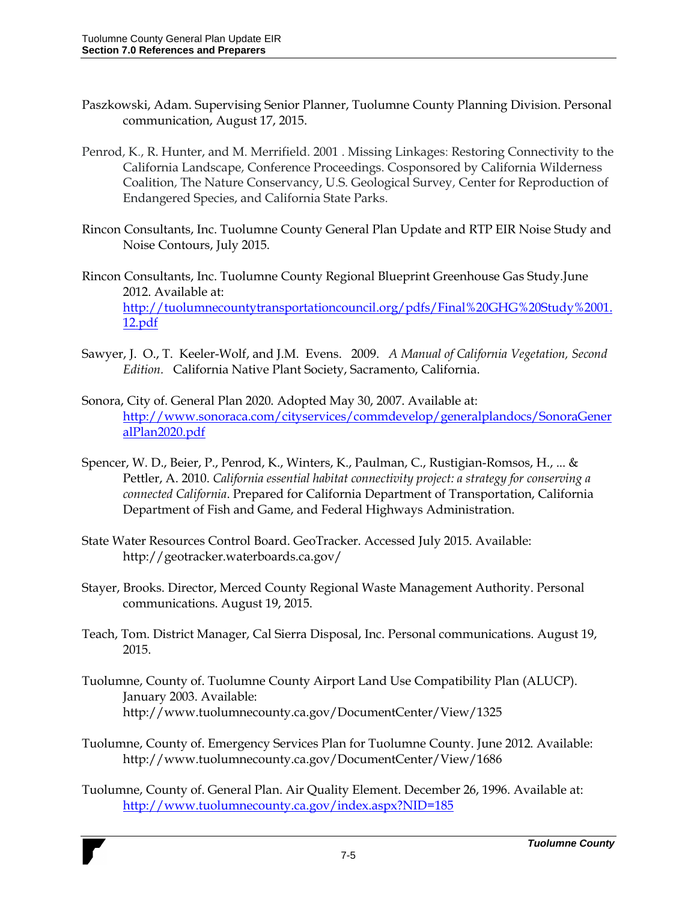Paszkowski, Adam. Supervising Senior Planner, Tuolumne County Planning Division. Personal communication, August 17, 2015.

Penrod, K., R. Hunter, and M. Merrifield. 2001 . Missing Linkages: Restoring Connectivity to the California Landscape, Conference Proceedings. Cosponsored by California Wilderness Coalition, The Nature Conservancy, U.S. Geological Survey, Center for Reproduction of Endangered Species, and California State Parks.

Rincon Consultants, Inc. Tuolumne County General Plan Update and RTP EIR Noise Study and Noise Contours, July 2015.

Rincon Consultants, Inc. Tuolumne County Regional Blueprint Greenhouse Gas Study.June 2012. Available at: http://tuolumnecountytransportationcouncil.org/pdfs/Final%20GHG%20Study%2001.12.pdf

Sawyer, J. O., T. Keeler-Wolf, and J.M. Evens. 2009. *A Manual of California Vegetation, Second Edition.* California Native Plant Society, Sacramento, California.

Sonora, City of. General Plan 2020. Adopted May 30, 2007. Available at: http://www.sonoraca.com/cityservices/commdevelop/generalplandocs/SonoraGeneralPlan2020.pdf

Spencer, W. D., Beier, P., Penrod, K., Winters, K., Paulman, C., Rustigian-Romsos, H., ... & Pettler, A. 2010. *California essential habitat connectivity project: a strategy for conserving a connected California*. Prepared for California Department of Transportation, California Department of Fish and Game, and Federal Highways Administration.

State Water Resources Control Board. GeoTracker. Accessed July 2015. Available: http://geotracker.waterboards.ca.gov/

Stayer, Brooks. Director, Merced County Regional Waste Management Authority. Personal communications. August 19, 2015.

Teach, Tom. District Manager, Cal Sierra Disposal, Inc. Personal communications. August 19, 2015.

Tuolumne, County of. Tuolumne County Airport Land Use Compatibility Plan (ALUCP). January 2003. Available: http://www.tuolumnecounty.ca.gov/DocumentCenter/View/1325

Tuolumne, County of. Emergency Services Plan for Tuolumne County. June 2012. Available: http://www.tuolumnecounty.ca.gov/DocumentCenter/View/1686

Tuolumne, County of. General Plan. Air Quality Element. December 26, 1996. Available at: http://www.tuolumnecounty.ca.gov/index.aspx?NID=185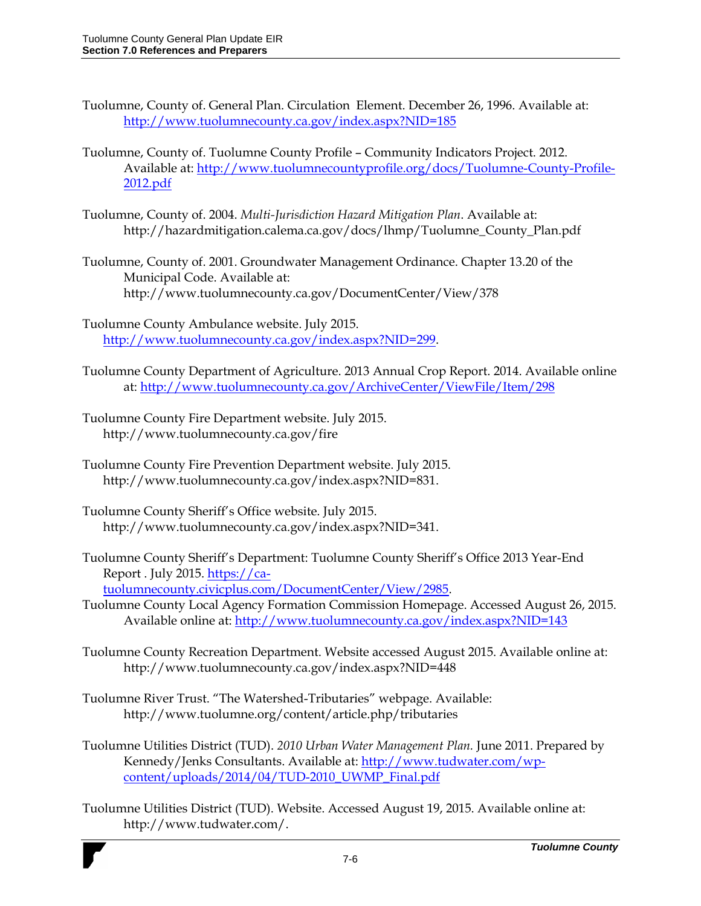Tuolumne, County of. General Plan. Circulation  Element. December 26, 1996. Available at: http://www.tuolumnecounty.ca.gov/index.aspx?NID=185

Tuolumne, County of. Tuolumne County Profile – Community Indicators Project. 2012. Available at: http://www.tuolumnecountyprofile.org/docs/Tuolumne-County-Profile-2012.pdf

Tuolumne, County of. 2004. *Multi-Jurisdiction Hazard Mitigation Plan*. Available at: http://hazardmitigation.calema.ca.gov/docs/lhmp/Tuolumne_County_Plan.pdf

Tuolumne, County of. 2001. Groundwater Management Ordinance. Chapter 13.20 of the Municipal Code. Available at: http://www.tuolumnecounty.ca.gov/DocumentCenter/View/378

Tuolumne County Ambulance website. July 2015. http://www.tuolumnecounty.ca.gov/index.aspx?NID=299.

Tuolumne County Department of Agriculture. 2013 Annual Crop Report. 2014. Available online at: http://www.tuolumnecounty.ca.gov/ArchiveCenter/ViewFile/Item/298

Tuolumne County Fire Department website. July 2015. http://www.tuolumnecounty.ca.gov/fire

Tuolumne County Fire Prevention Department website. July 2015. http://www.tuolumnecounty.ca.gov/index.aspx?NID=831.

Tuolumne County Sheriff's Office website. July 2015. http://www.tuolumnecounty.ca.gov/index.aspx?NID=341.

Tuolumne County Sheriff's Department: Tuolumne County Sheriff's Office 2013 Year-End Report . July 2015. https://ca-tuolumnecounty.civicplus.com/DocumentCenter/View/2985.

Tuolumne County Local Agency Formation Commission Homepage. Accessed August 26, 2015. Available online at: http://www.tuolumnecounty.ca.gov/index.aspx?NID=143

Tuolumne County Recreation Department. Website accessed August 2015. Available online at: http://www.tuolumnecounty.ca.gov/index.aspx?NID=448

Tuolumne River Trust. "The Watershed-Tributaries" webpage. Available: http://www.tuolumne.org/content/article.php/tributaries

Tuolumne Utilities District (TUD). *2010 Urban Water Management Plan.* June 2011. Prepared by Kennedy/Jenks Consultants. Available at: http://www.tudwater.com/wp-content/uploads/2014/04/TUD-2010_UWMP_Final.pdf

Tuolumne Utilities District (TUD). Website. Accessed August 19, 2015. Available online at: http://www.tudwater.com/.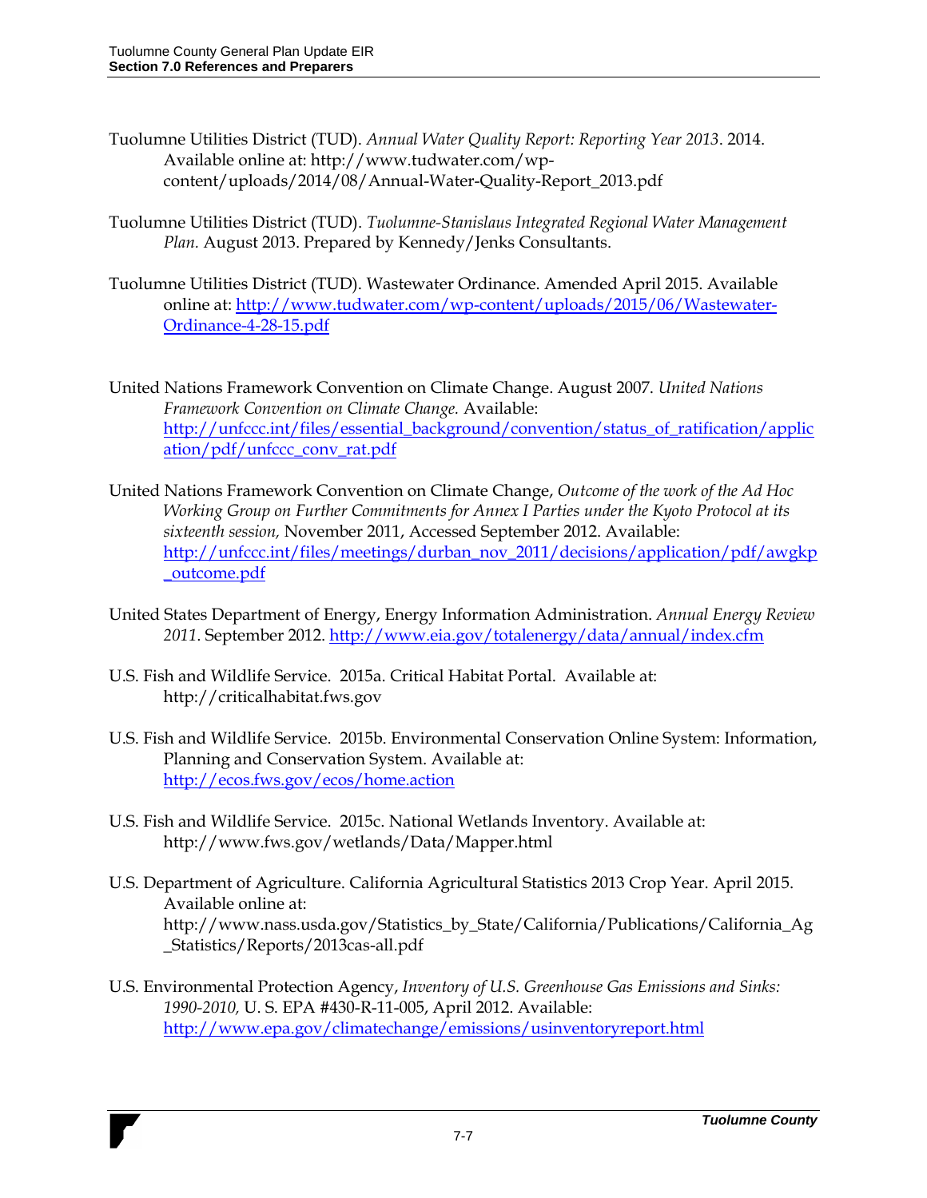Tuolumne Utilities District (TUD). *Annual Water Quality Report: Reporting Year 2013*. 2014. Available online at: http://www.tudwater.com/wp-content/uploads/2014/08/Annual-Water-Quality-Report_2013.pdf

Tuolumne Utilities District (TUD). *Tuolumne-Stanislaus Integrated Regional Water Management Plan.* August 2013. Prepared by Kennedy/Jenks Consultants.

Tuolumne Utilities District (TUD). Wastewater Ordinance. Amended April 2015. Available online at: http://www.tudwater.com/wp-content/uploads/2015/06/Wastewater-Ordinance-4-28-15.pdf

United Nations Framework Convention on Climate Change. August 2007. *United Nations Framework Convention on Climate Change.* Available: http://unfccc.int/files/essential_background/convention/status_of_ratification/application/pdf/unfccc_conv_rat.pdf

United Nations Framework Convention on Climate Change, *Outcome of the work of the Ad Hoc Working Group on Further Commitments for Annex I Parties under the Kyoto Protocol at its sixteenth session,* November 2011, Accessed September 2012. Available: http://unfccc.int/files/meetings/durban_nov_2011/decisions/application/pdf/awgkp_outcome.pdf

United States Department of Energy, Energy Information Administration. *Annual Energy Review 2011*. September 2012. http://www.eia.gov/totalenergy/data/annual/index.cfm

U.S. Fish and Wildlife Service. 2015a. Critical Habitat Portal. Available at: http://criticalhabitat.fws.gov

U.S. Fish and Wildlife Service. 2015b. Environmental Conservation Online System: Information, Planning and Conservation System. Available at: http://ecos.fws.gov/ecos/home.action

U.S. Fish and Wildlife Service. 2015c. National Wetlands Inventory. Available at: http://www.fws.gov/wetlands/Data/Mapper.html

U.S. Department of Agriculture. California Agricultural Statistics 2013 Crop Year. April 2015. Available online at: http://www.nass.usda.gov/Statistics_by_State/California/Publications/California_Ag_Statistics/Reports/2013cas-all.pdf

U.S. Environmental Protection Agency, *Inventory of U.S. Greenhouse Gas Emissions and Sinks: 1990-2010,* U. S. EPA #430-R-11-005, April 2012. Available: http://www.epa.gov/climatechange/emissions/usinventoryreport.html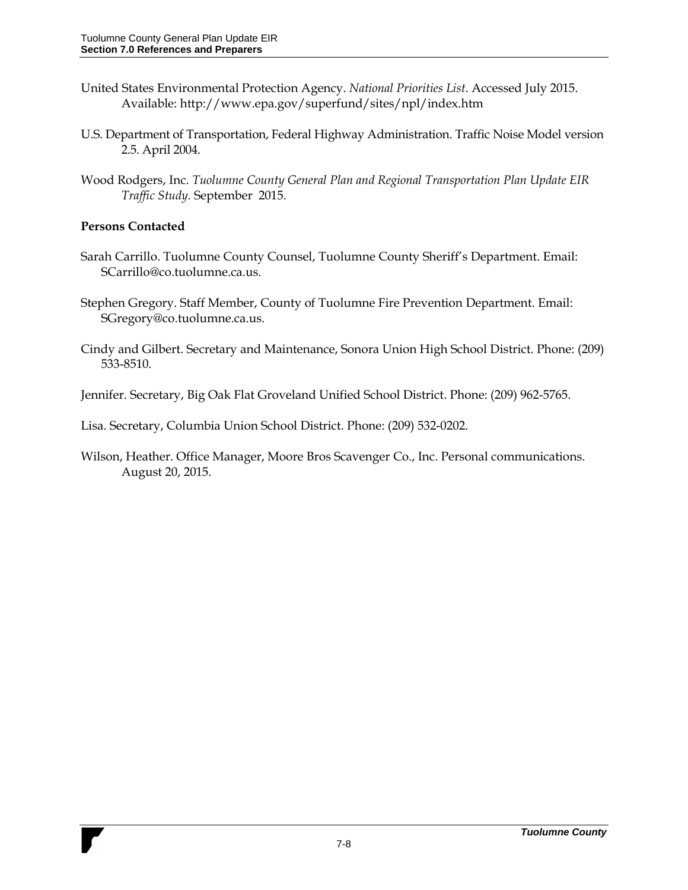United States Environmental Protection Agency. *National Priorities List*. Accessed July 2015. Available: http://www.epa.gov/superfund/sites/npl/index.htm

U.S. Department of Transportation, Federal Highway Administration. Traffic Noise Model version 2.5. April 2004.

Wood Rodgers, Inc. *Tuolumne County General Plan and Regional Transportation Plan Update EIR Traffic Study.* September 2015.

**Persons Contacted**

Sarah Carrillo. Tuolumne County Counsel, Tuolumne County Sheriff's Department. Email: SCarrillo@co.tuolumne.ca.us.

Stephen Gregory. Staff Member, County of Tuolumne Fire Prevention Department. Email: SGregory@co.tuolumne.ca.us.

Cindy and Gilbert. Secretary and Maintenance, Sonora Union High School District. Phone: (209) 533-8510.

Jennifer. Secretary, Big Oak Flat Groveland Unified School District. Phone: (209) 962-5765.

Lisa. Secretary, Columbia Union School District. Phone: (209) 532-0202.

Wilson, Heather. Office Manager, Moore Bros Scavenger Co., Inc. Personal communications. August 20, 2015.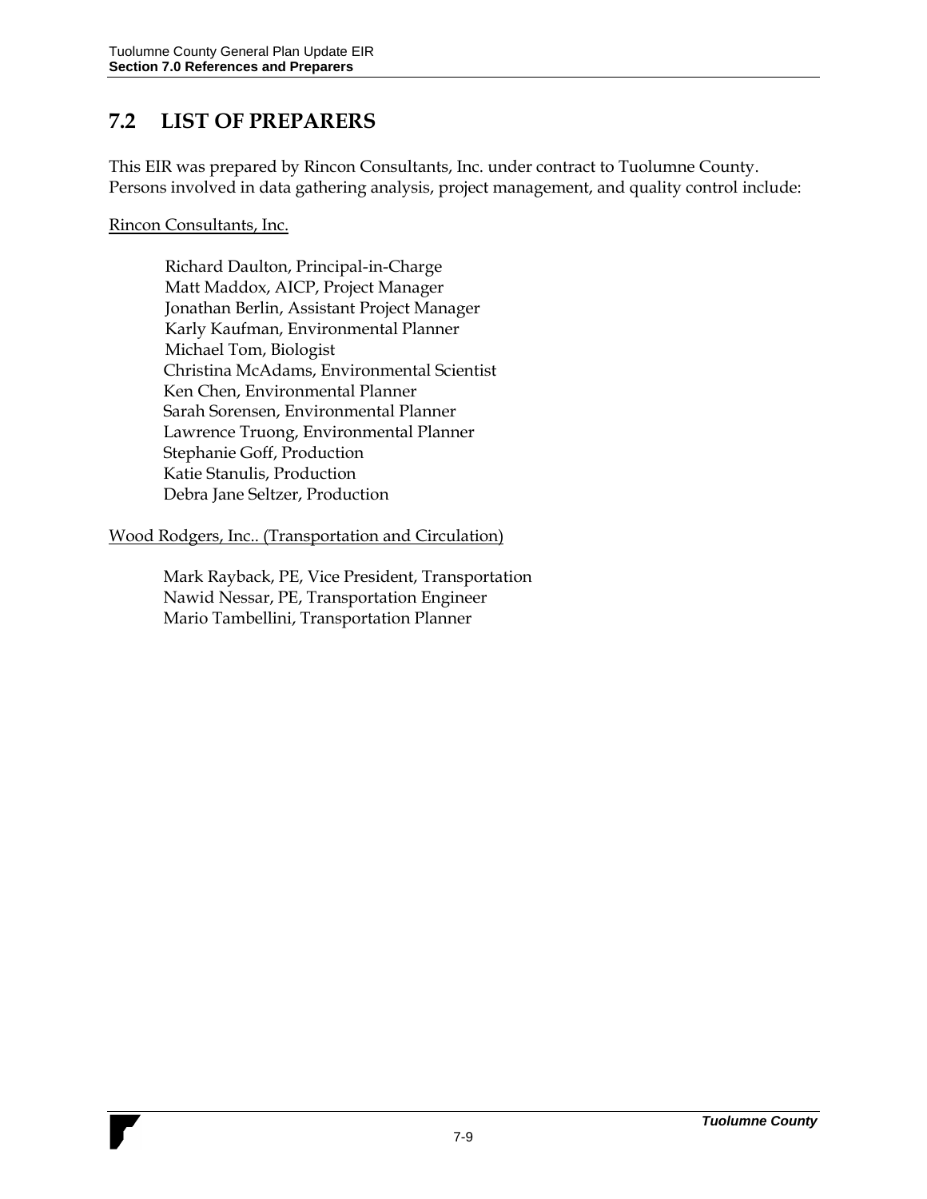## 7.2 LIST OF PREPARERS

This EIR was prepared by Rincon Consultants, Inc. under contract to Tuolumne County. Persons involved in data gathering analysis, project management, and quality control include:

Rincon Consultants, Inc.

Richard Daulton, Principal-in-Charge
Matt Maddox, AICP, Project Manager
Jonathan Berlin, Assistant Project Manager
Karly Kaufman, Environmental Planner
Michael Tom, Biologist
Christina McAdams, Environmental Scientist
Ken Chen, Environmental Planner
Sarah Sorensen, Environmental Planner
Lawrence Truong, Environmental Planner
Stephanie Goff, Production
Katie Stanulis, Production
Debra Jane Seltzer, Production

Wood Rodgers, Inc.. (Transportation and Circulation)

Mark Rayback, PE, Vice President, Transportation
Nawid Nessar, PE, Transportation Engineer
Mario Tambellini, Transportation Planner